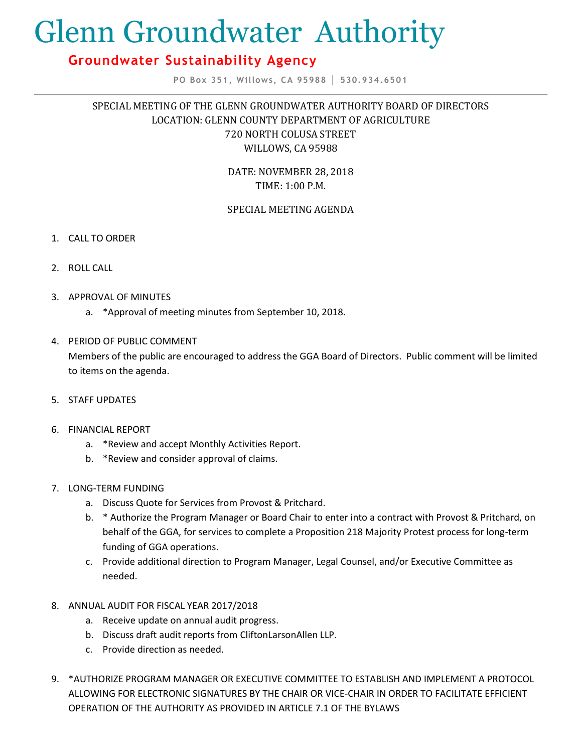# Glenn Groundwater Authority

## Groundwater Sustainability Agency

PO Box 351, Willows, CA 95988 | 530.934.6501

SPECIAL MEETING OF THE GLENN GROUNDWATER AUTHORITY BOARD OF DIRECTORS
LOCATION: GLENN COUNTY DEPARTMENT OF AGRICULTURE
720 NORTH COLUSA STREET
WILLOWS, CA 95988

DATE: NOVEMBER 28, 2018
TIME: 1:00 P.M.

SPECIAL MEETING AGENDA

1. CALL TO ORDER

2. ROLL CALL

3. APPROVAL OF MINUTES
   a. *Approval of meeting minutes from September 10, 2018.

4. PERIOD OF PUBLIC COMMENT
   Members of the public are encouraged to address the GGA Board of Directors. Public comment will be limited to items on the agenda.

5. STAFF UPDATES

6. FINANCIAL REPORT
   a. *Review and accept Monthly Activities Report.
   b. *Review and consider approval of claims.

7. LONG-TERM FUNDING
   a. Discuss Quote for Services from Provost & Pritchard.
   b. * Authorize the Program Manager or Board Chair to enter into a contract with Provost & Pritchard, on behalf of the GGA, for services to complete a Proposition 218 Majority Protest process for long-term funding of GGA operations.
   c. Provide additional direction to Program Manager, Legal Counsel, and/or Executive Committee as needed.

8. ANNUAL AUDIT FOR FISCAL YEAR 2017/2018
   a. Receive update on annual audit progress.
   b. Discuss draft audit reports from CliftonLarsonAllen LLP.
   c. Provide direction as needed.

9. *AUTHORIZE PROGRAM MANAGER OR EXECUTIVE COMMITTEE TO ESTABLISH AND IMPLEMENT A PROTOCOL ALLOWING FOR ELECTRONIC SIGNATURES BY THE CHAIR OR VICE-CHAIR IN ORDER TO FACILITATE EFFICIENT OPERATION OF THE AUTHORITY AS PROVIDED IN ARTICLE 7.1 OF THE BYLAWS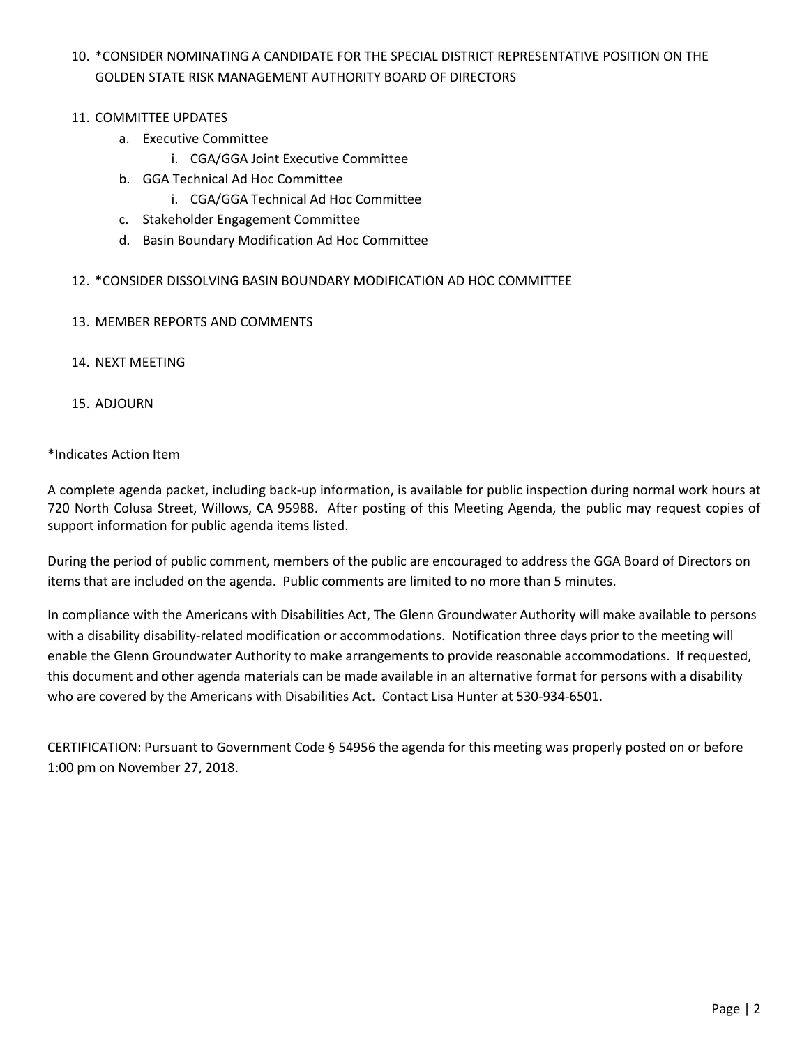10. *CONSIDER NOMINATING A CANDIDATE FOR THE SPECIAL DISTRICT REPRESENTATIVE POSITION ON THE GOLDEN STATE RISK MANAGEMENT AUTHORITY BOARD OF DIRECTORS

11. COMMITTEE UPDATES
    a. Executive Committee
        i. CGA/GGA Joint Executive Committee
    b. GGA Technical Ad Hoc Committee
        i. CGA/GGA Technical Ad Hoc Committee
    c. Stakeholder Engagement Committee
    d. Basin Boundary Modification Ad Hoc Committee

12. *CONSIDER DISSOLVING BASIN BOUNDARY MODIFICATION AD HOC COMMITTEE

13. MEMBER REPORTS AND COMMENTS

14. NEXT MEETING

15. ADJOURN

*Indicates Action Item

A complete agenda packet, including back-up information, is available for public inspection during normal work hours at 720 North Colusa Street, Willows, CA 95988. After posting of this Meeting Agenda, the public may request copies of support information for public agenda items listed.

During the period of public comment, members of the public are encouraged to address the GGA Board of Directors on items that are included on the agenda. Public comments are limited to no more than 5 minutes.

In compliance with the Americans with Disabilities Act, The Glenn Groundwater Authority will make available to persons with a disability disability-related modification or accommodations. Notification three days prior to the meeting will enable the Glenn Groundwater Authority to make arrangements to provide reasonable accommodations. If requested, this document and other agenda materials can be made available in an alternative format for persons with a disability who are covered by the Americans with Disabilities Act. Contact Lisa Hunter at 530-934-6501.

CERTIFICATION: Pursuant to Government Code § 54956 the agenda for this meeting was properly posted on or before 1:00 pm on November 27, 2018.